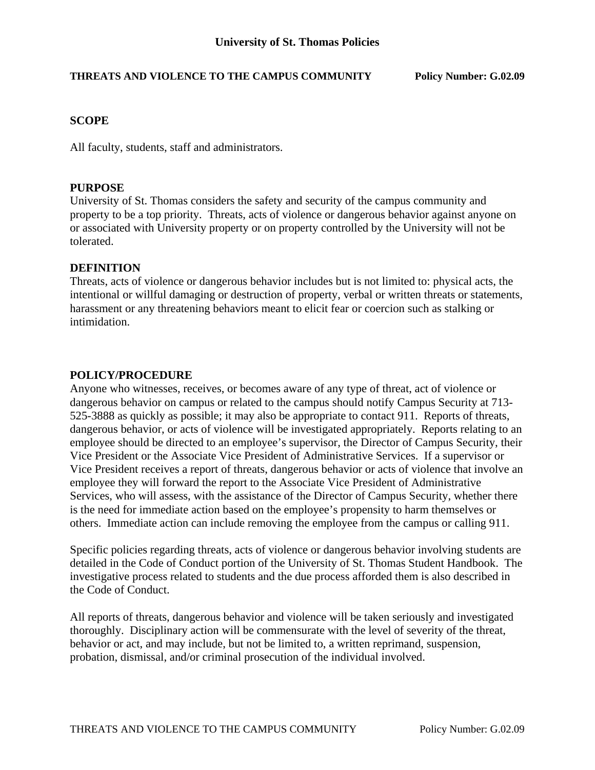# University of St. Thomas Policies

**THREATS AND VIOLENCE TO THE CAMPUS COMMUNITY Policy Number: G.02.09**

## SCOPE

All faculty, students, staff and administrators.

## PURPOSE

University of St. Thomas considers the safety and security of the campus community and property to be a top priority. Threats, acts of violence or dangerous behavior against anyone on or associated with University property or on property controlled by the University will not be tolerated.

## DEFINITION

Threats, acts of violence or dangerous behavior includes but is not limited to: physical acts, the intentional or willful damaging or destruction of property, verbal or written threats or statements, harassment or any threatening behaviors meant to elicit fear or coercion such as stalking or intimidation.

## POLICY/PROCEDURE

Anyone who witnesses, receives, or becomes aware of any type of threat, act of violence or dangerous behavior on campus or related to the campus should notify Campus Security at 713-525-3888 as quickly as possible; it may also be appropriate to contact 911. Reports of threats, dangerous behavior, or acts of violence will be investigated appropriately. Reports relating to an employee should be directed to an employee's supervisor, the Director of Campus Security, their Vice President or the Associate Vice President of Administrative Services. If a supervisor or Vice President receives a report of threats, dangerous behavior or acts of violence that involve an employee they will forward the report to the Associate Vice President of Administrative Services, who will assess, with the assistance of the Director of Campus Security, whether there is the need for immediate action based on the employee's propensity to harm themselves or others. Immediate action can include removing the employee from the campus or calling 911.

Specific policies regarding threats, acts of violence or dangerous behavior involving students are detailed in the Code of Conduct portion of the University of St. Thomas Student Handbook. The investigative process related to students and the due process afforded them is also described in the Code of Conduct.

All reports of threats, dangerous behavior and violence will be taken seriously and investigated thoroughly. Disciplinary action will be commensurate with the level of severity of the threat, behavior or act, and may include, but not be limited to, a written reprimand, suspension, probation, dismissal, and/or criminal prosecution of the individual involved.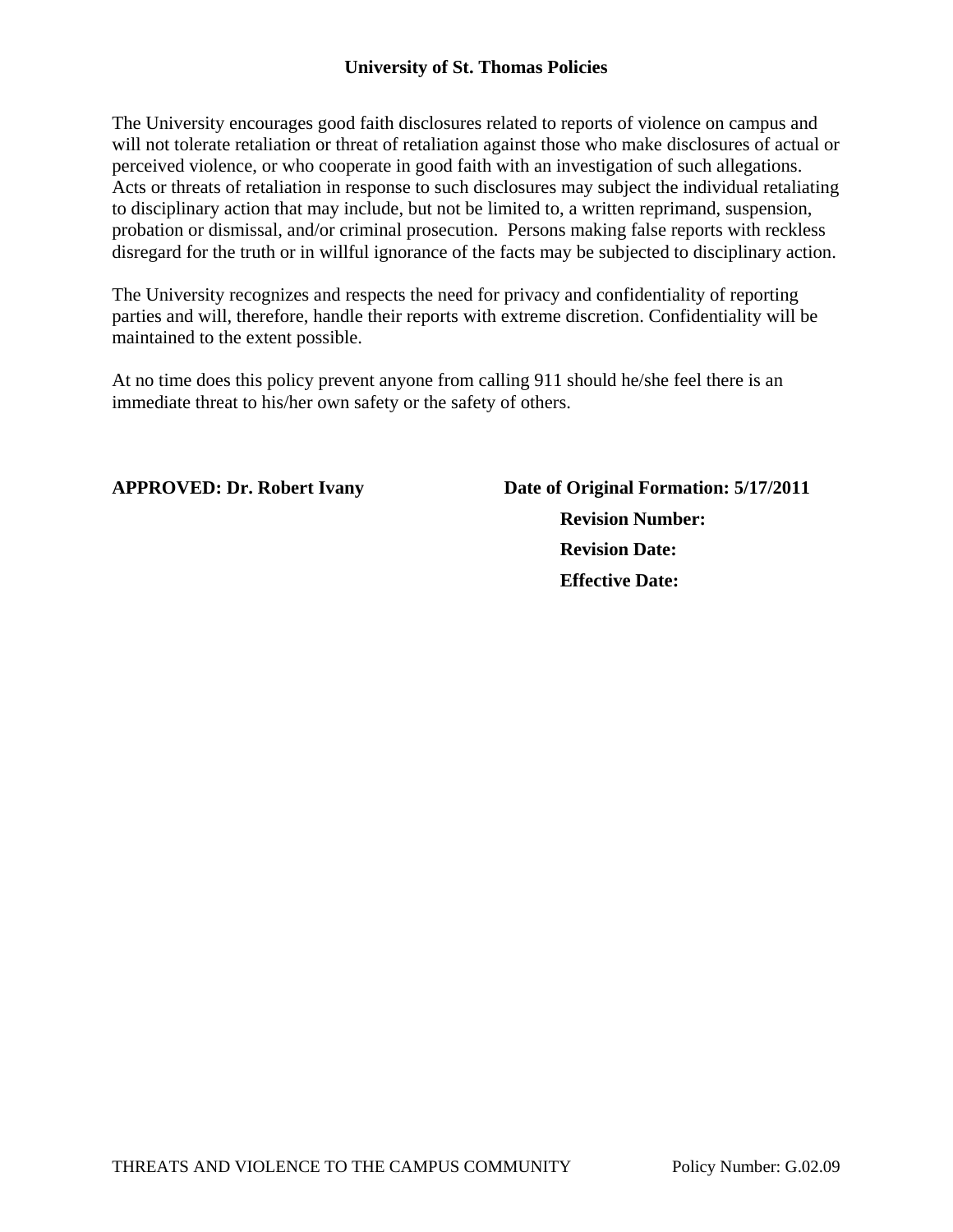**University of St. Thomas Policies**

The University encourages good faith disclosures related to reports of violence on campus and will not tolerate retaliation or threat of retaliation against those who make disclosures of actual or perceived violence, or who cooperate in good faith with an investigation of such allegations. Acts or threats of retaliation in response to such disclosures may subject the individual retaliating to disciplinary action that may include, but not be limited to, a written reprimand, suspension, probation or dismissal, and/or criminal prosecution. Persons making false reports with reckless disregard for the truth or in willful ignorance of the facts may be subjected to disciplinary action.

The University recognizes and respects the need for privacy and confidentiality of reporting parties and will, therefore, handle their reports with extreme discretion. Confidentiality will be maintained to the extent possible.

At no time does this policy prevent anyone from calling 911 should he/she feel there is an immediate threat to his/her own safety or the safety of others.

**APPROVED: Dr. Robert Ivany**

**Date of Original Formation: 5/17/2011**

**Revision Number:**

**Revision Date:**

**Effective Date:**